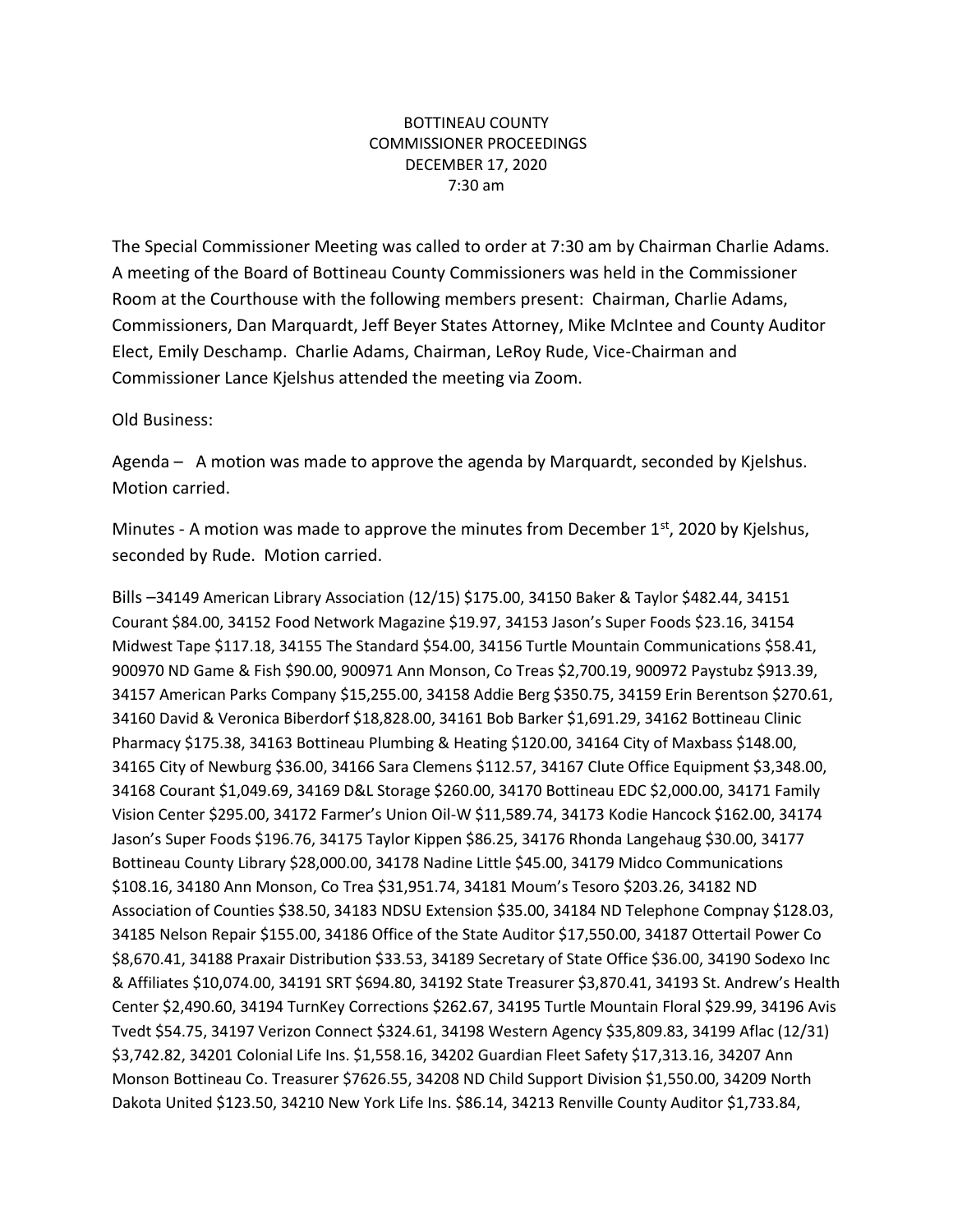BOTTINEAU COUNTY
COMMISSIONER PROCEEDINGS
DECEMBER 17, 2020
7:30 am

The Special Commissioner Meeting was called to order at 7:30 am by Chairman Charlie Adams. A meeting of the Board of Bottineau County Commissioners was held in the Commissioner Room at the Courthouse with the following members present: Chairman, Charlie Adams, Commissioners, Dan Marquardt, Jeff Beyer States Attorney, Mike McIntee and County Auditor Elect, Emily Deschamp. Charlie Adams, Chairman, LeRoy Rude, Vice-Chairman and Commissioner Lance Kjelshus attended the meeting via Zoom.

Old Business:

Agenda – A motion was made to approve the agenda by Marquardt, seconded by Kjelshus. Motion carried.

Minutes - A motion was made to approve the minutes from December 1st, 2020 by Kjelshus, seconded by Rude. Motion carried.

Bills –34149 American Library Association (12/15) $175.00, 34150 Baker & Taylor $482.44, 34151 Courant $84.00, 34152 Food Network Magazine $19.97, 34153 Jason's Super Foods $23.16, 34154 Midwest Tape $117.18, 34155 The Standard $54.00, 34156 Turtle Mountain Communications $58.41, 900970 ND Game & Fish $90.00, 900971 Ann Monson, Co Treas $2,700.19, 900972 Paystubz $913.39, 34157 American Parks Company $15,255.00, 34158 Addie Berg $350.75, 34159 Erin Berentson $270.61, 34160 David & Veronica Biberdorf $18,828.00, 34161 Bob Barker $1,691.29, 34162 Bottineau Clinic Pharmacy $175.38, 34163 Bottineau Plumbing & Heating $120.00, 34164 City of Maxbass $148.00, 34165 City of Newburg $36.00, 34166 Sara Clemens $112.57, 34167 Clute Office Equipment $3,348.00, 34168 Courant $1,049.69, 34169 D&L Storage $260.00, 34170 Bottineau EDC $2,000.00, 34171 Family Vision Center $295.00, 34172 Farmer's Union Oil-W $11,589.74, 34173 Kodie Hancock $162.00, 34174 Jason's Super Foods $196.76, 34175 Taylor Kippen $86.25, 34176 Rhonda Langehaug $30.00, 34177 Bottineau County Library $28,000.00, 34178 Nadine Little $45.00, 34179 Midco Communications $108.16, 34180 Ann Monson, Co Trea $31,951.74, 34181 Moum's Tesoro $203.26, 34182 ND Association of Counties $38.50, 34183 NDSU Extension $35.00, 34184 ND Telephone Compnay $128.03, 34185 Nelson Repair $155.00, 34186 Office of the State Auditor $17,550.00, 34187 Ottertail Power Co $8,670.41, 34188 Praxair Distribution $33.53, 34189 Secretary of State Office $36.00, 34190 Sodexo Inc & Affiliates $10,074.00, 34191 SRT $694.80, 34192 State Treasurer $3,870.41, 34193 St. Andrew's Health Center $2,490.60, 34194 TurnKey Corrections $262.67, 34195 Turtle Mountain Floral $29.99, 34196 Avis Tvedt $54.75, 34197 Verizon Connect $324.61, 34198 Western Agency $35,809.83, 34199 Aflac (12/31) $3,742.82, 34201 Colonial Life Ins. $1,558.16, 34202 Guardian Fleet Safety $17,313.16, 34207 Ann Monson Bottineau Co. Treasurer $7626.55, 34208 ND Child Support Division $1,550.00, 34209 North Dakota United $123.50, 34210 New York Life Ins. $86.14, 34213 Renville County Auditor $1,733.84,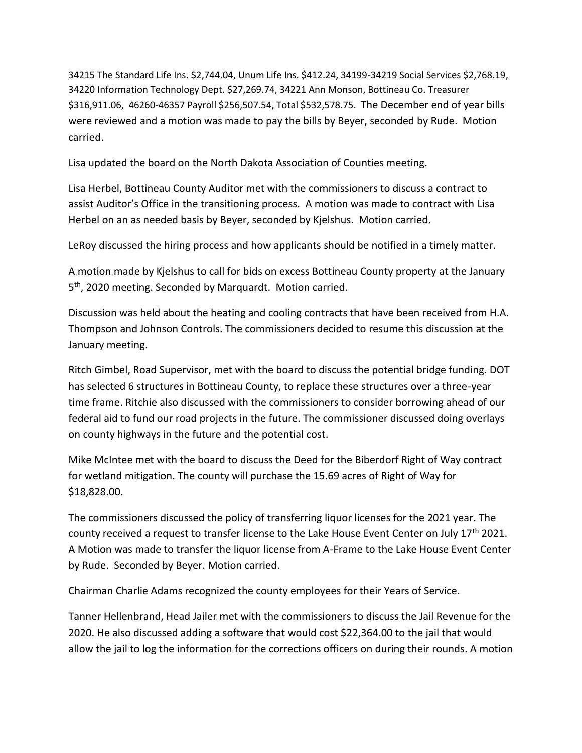34215 The Standard Life Ins. $2,744.04, Unum Life Ins. $412.24, 34199-34219 Social Services $2,768.19, 34220 Information Technology Dept. $27,269.74, 34221 Ann Monson, Bottineau Co. Treasurer $316,911.06, 46260-46357 Payroll $256,507.54, Total $532,578.75. The December end of year bills were reviewed and a motion was made to pay the bills by Beyer, seconded by Rude. Motion carried.

Lisa updated the board on the North Dakota Association of Counties meeting.

Lisa Herbel, Bottineau County Auditor met with the commissioners to discuss a contract to assist Auditor's Office in the transitioning process. A motion was made to contract with Lisa Herbel on an as needed basis by Beyer, seconded by Kjelshus. Motion carried.

LeRoy discussed the hiring process and how applicants should be notified in a timely matter.

A motion made by Kjelshus to call for bids on excess Bottineau County property at the January 5th, 2020 meeting. Seconded by Marquardt. Motion carried.

Discussion was held about the heating and cooling contracts that have been received from H.A. Thompson and Johnson Controls. The commissioners decided to resume this discussion at the January meeting.

Ritch Gimbel, Road Supervisor, met with the board to discuss the potential bridge funding. DOT has selected 6 structures in Bottineau County, to replace these structures over a three-year time frame. Ritchie also discussed with the commissioners to consider borrowing ahead of our federal aid to fund our road projects in the future. The commissioner discussed doing overlays on county highways in the future and the potential cost.

Mike McIntee met with the board to discuss the Deed for the Biberdorf Right of Way contract for wetland mitigation. The county will purchase the 15.69 acres of Right of Way for $18,828.00.

The commissioners discussed the policy of transferring liquor licenses for the 2021 year. The county received a request to transfer license to the Lake House Event Center on July 17th 2021. A Motion was made to transfer the liquor license from A-Frame to the Lake House Event Center by Rude. Seconded by Beyer. Motion carried.

Chairman Charlie Adams recognized the county employees for their Years of Service.

Tanner Hellenbrand, Head Jailer met with the commissioners to discuss the Jail Revenue for the 2020. He also discussed adding a software that would cost $22,364.00 to the jail that would allow the jail to log the information for the corrections officers on during their rounds. A motion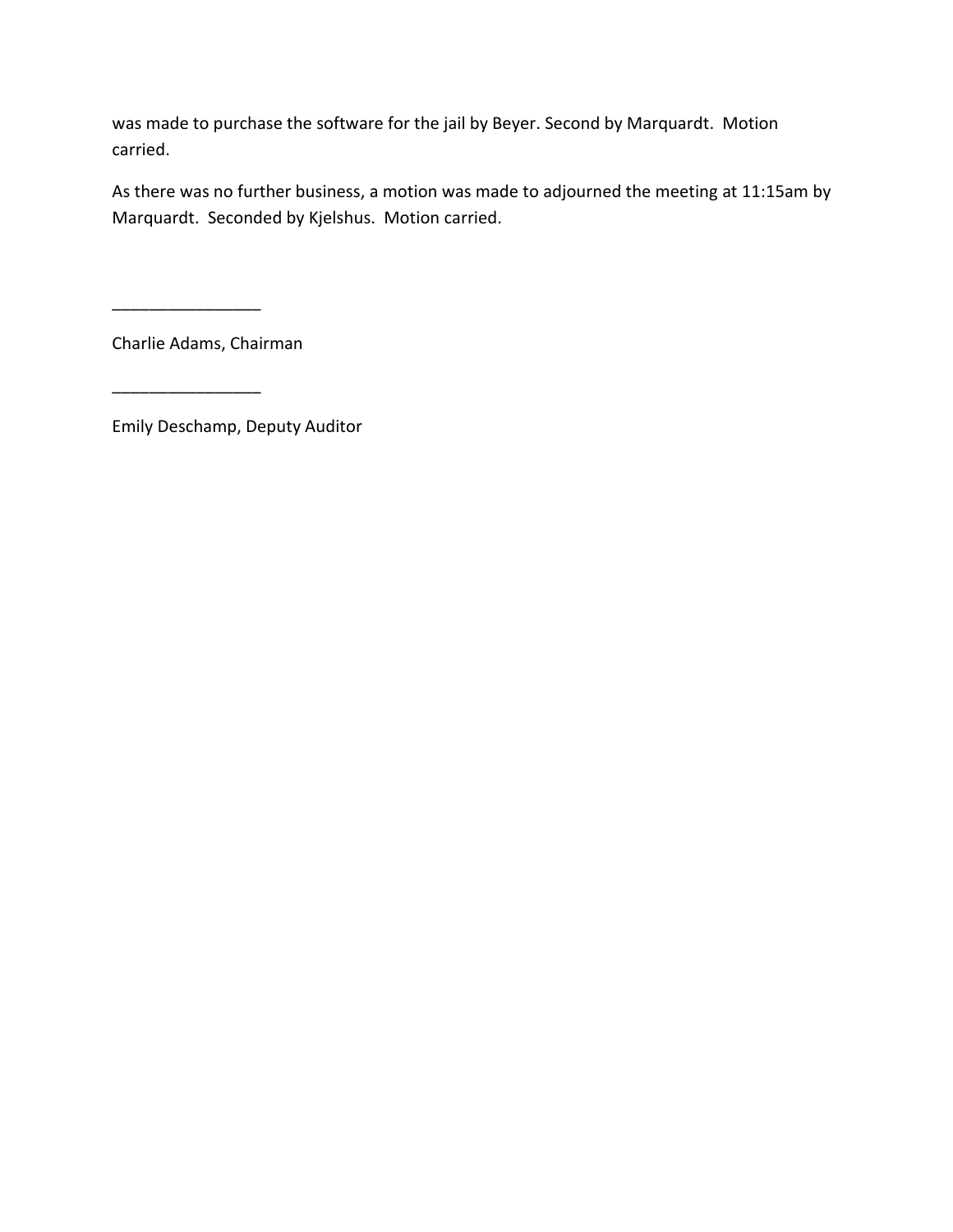was made to purchase the software for the jail by Beyer. Second by Marquardt. Motion carried.

As there was no further business, a motion was made to adjourned the meeting at 11:15am by Marquardt. Seconded by Kjelshus. Motion carried.

\_\_\_\_\_\_\_\_\_\_\_\_\_\_\_\_

Charlie Adams, Chairman

\_\_\_\_\_\_\_\_\_\_\_\_\_\_\_\_

Emily Deschamp, Deputy Auditor